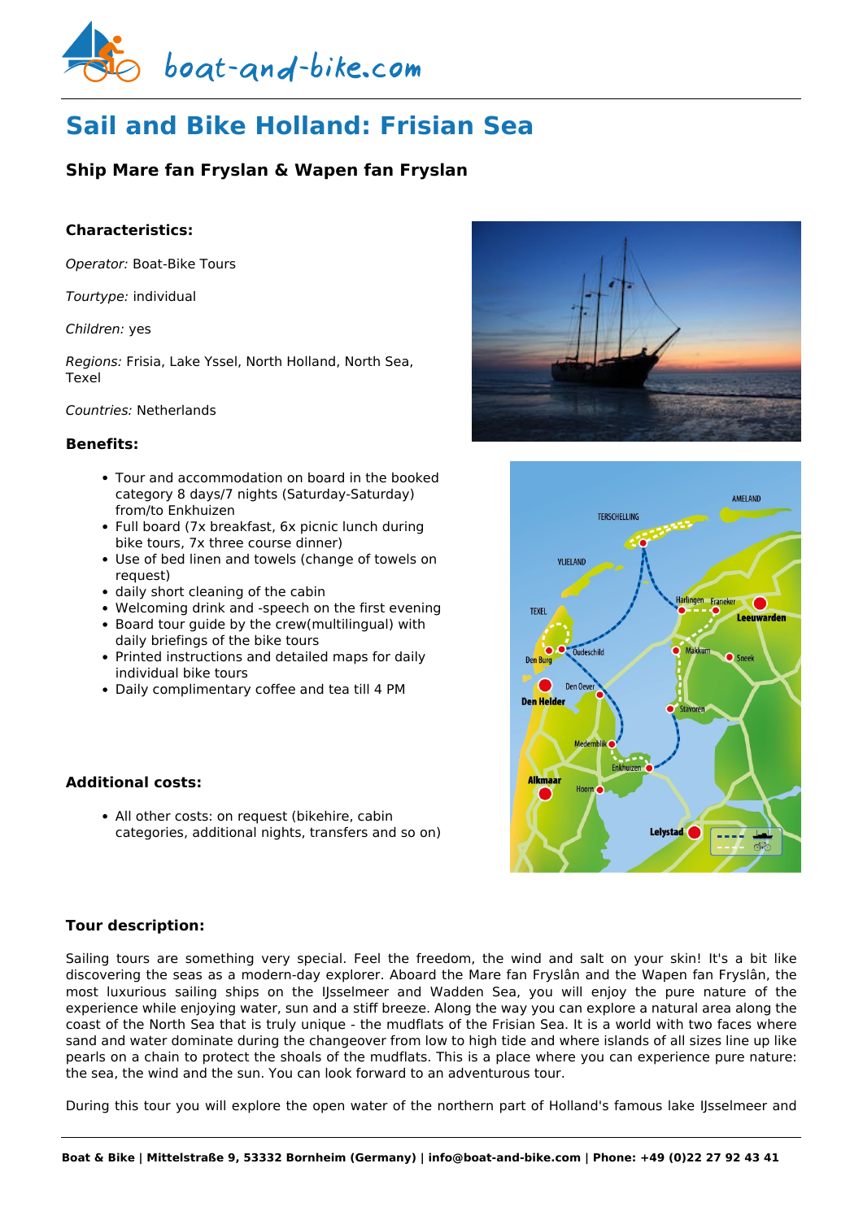# Sail and Bike Holland: Frisian Sea

### Ship Mare fan Fryslan & Wapen fan Fryslan

#### Characteristics:

*Operator:* Boat-Bike Tours

*Tourtype:* individual

*Children:* yes

*Regions:* Frisia, Lake Yssel, North Holland, North Sea, Texel

*Countries:* Netherlands

#### Benefits:

- Tour and accommodation on board in the booked category 8 days/7 nights (Saturday-Saturday) from/to Enkhuizen
- Full board (7x breakfast, 6x picnic lunch during bike tours, 7x three course dinner)
- Use of bed linen and towels (change of towels on request)
- daily short cleaning of the cabin
- Welcoming drink and -speech on the first evening
- Board tour guide by the crew(multilingual) with daily briefings of the bike tours
- Printed instructions and detailed maps for daily individual bike tours
- Daily complimentary coffee and tea till 4 PM

#### Additional costs:

- All other costs: on request (bikehire, cabin categories, additional nights, transfers and so on)

#### Tour description:

Sailing tours are something very special. Feel the freedom, the wind and salt on your skin! It's a bit like discovering the seas as a modern-day explorer. Aboard the Mare fan Fryslân and the Wapen fan Fryslân, the most luxurious sailing ships on the IJsselmeer and Wadden Sea, you will enjoy the pure nature of the experience while enjoying water, sun and a stiff breeze. Along the way you can explore a natural area along the coast of the North Sea that is truly unique - the mudflats of the Frisian Sea. It is a world with two faces where sand and water dominate during the changeover from low to high tide and where islands of all sizes line up like pearls on a chain to protect the shoals of the mudflats. This is a place where you can experience pure nature: the sea, the wind and the sun. You can look forward to an adventurous tour.

During this tour you will explore the open water of the northern part of Holland's famous lake IJsselmeer and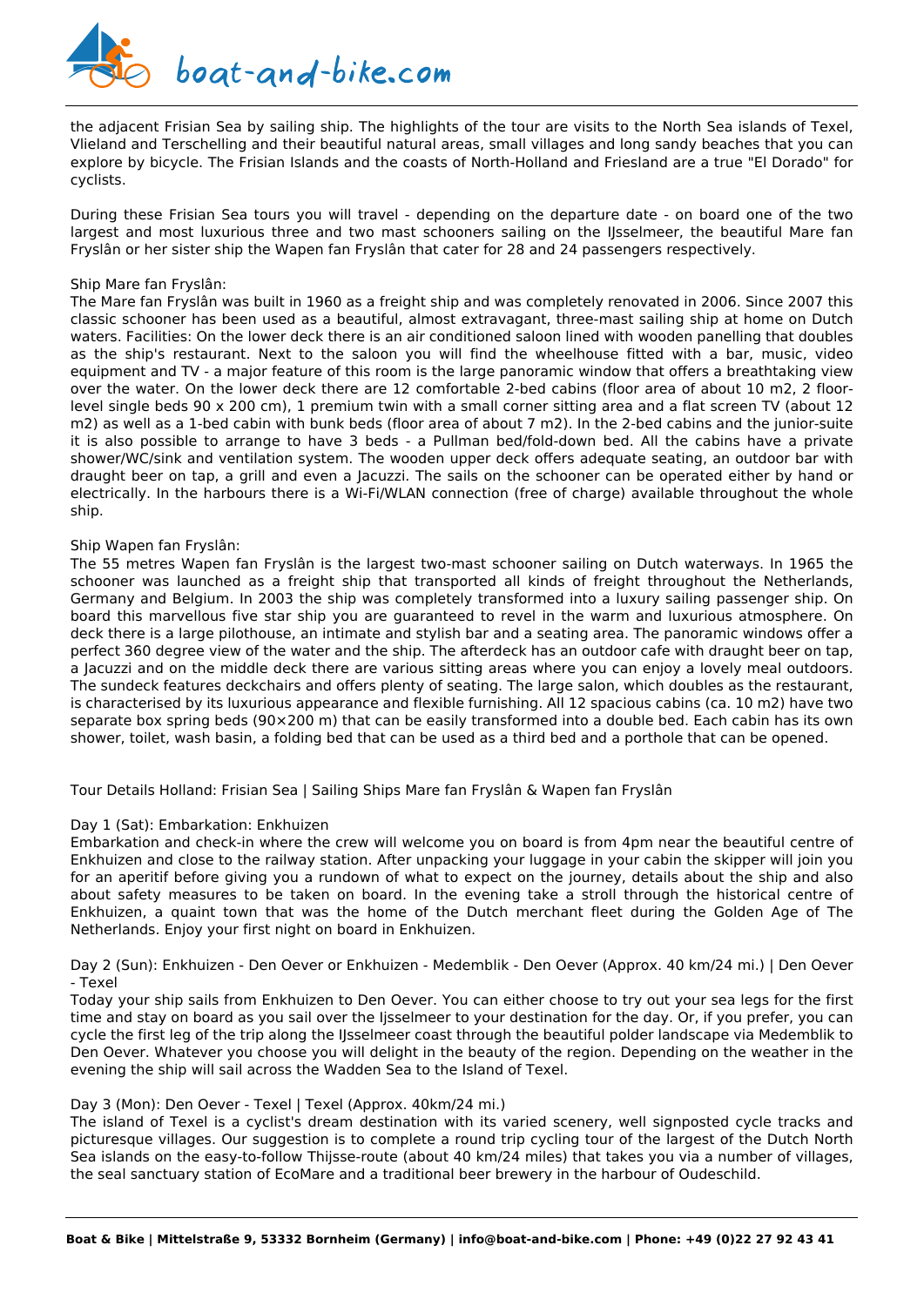the adjacent Frisian Sea by sailing ship. The highlights of the tour are visits to the North Sea islands of Texel, Vlieland and Terschelling and their beautiful natural areas, small villages and long sandy beaches that you can explore by bicycle. The Frisian Islands and the coasts of North-Holland and Friesland are a true "El Dorado" for cyclists.

During these Frisian Sea tours you will travel - depending on the departure date - on board one of the two largest and most luxurious three and two mast schooners sailing on the IJsselmeer, the beautiful Mare fan Fryslân or her sister ship the Wapen fan Fryslân that cater for 28 and 24 passengers respectively.

Ship Mare fan Fryslân:
The Mare fan Fryslân was built in 1960 as a freight ship and was completely renovated in 2006. Since 2007 this classic schooner has been used as a beautiful, almost extravagant, three-mast sailing ship at home on Dutch waters. Facilities: On the lower deck there is an air conditioned saloon lined with wooden panelling that doubles as the ship's restaurant. Next to the saloon you will find the wheelhouse fitted with a bar, music, video equipment and TV - a major feature of this room is the large panoramic window that offers a breathtaking view over the water. On the lower deck there are 12 comfortable 2-bed cabins (floor area of about 10 m2, 2 floor-level single beds 90 x 200 cm), 1 premium twin with a small corner sitting area and a flat screen TV (about 12 m2) as well as a 1-bed cabin with bunk beds (floor area of about 7 m2). In the 2-bed cabins and the junior-suite it is also possible to arrange to have 3 beds - a Pullman bed/fold-down bed. All the cabins have a private shower/WC/sink and ventilation system. The wooden upper deck offers adequate seating, an outdoor bar with draught beer on tap, a grill and even a Jacuzzi. The sails on the schooner can be operated either by hand or electrically. In the harbours there is a Wi-Fi/WLAN connection (free of charge) available throughout the whole ship.

Ship Wapen fan Fryslân:
The 55 metres Wapen fan Fryslân is the largest two-mast schooner sailing on Dutch waterways. In 1965 the schooner was launched as a freight ship that transported all kinds of freight throughout the Netherlands, Germany and Belgium. In 2003 the ship was completely transformed into a luxury sailing passenger ship. On board this marvellous five star ship you are guaranteed to revel in the warm and luxurious atmosphere. On deck there is a large pilothouse, an intimate and stylish bar and a seating area. The panoramic windows offer a perfect 360 degree view of the water and the ship. The afterdeck has an outdoor cafe with draught beer on tap, a Jacuzzi and on the middle deck there are various sitting areas where you can enjoy a lovely meal outdoors. The sundeck features deckchairs and offers plenty of seating. The large salon, which doubles as the restaurant, is characterised by its luxurious appearance and flexible furnishing. All 12 spacious cabins (ca. 10 m2) have two separate box spring beds (90×200 m) that can be easily transformed into a double bed. Each cabin has its own shower, toilet, wash basin, a folding bed that can be used as a third bed and a porthole that can be opened.

Tour Details Holland: Frisian Sea | Sailing Ships Mare fan Fryslân & Wapen fan Fryslân

Day 1 (Sat): Embarkation: Enkhuizen
Embarkation and check-in where the crew will welcome you on board is from 4pm near the beautiful centre of Enkhuizen and close to the railway station. After unpacking your luggage in your cabin the skipper will join you for an aperitif before giving you a rundown of what to expect on the journey, details about the ship and also about safety measures to be taken on board. In the evening take a stroll through the historical centre of Enkhuizen, a quaint town that was the home of the Dutch merchant fleet during the Golden Age of The Netherlands. Enjoy your first night on board in Enkhuizen.

Day 2 (Sun): Enkhuizen - Den Oever or Enkhuizen - Medemblik - Den Oever (Approx. 40 km/24 mi.) | Den Oever - Texel
Today your ship sails from Enkhuizen to Den Oever. You can either choose to try out your sea legs for the first time and stay on board as you sail over the Ijsselmeer to your destination for the day. Or, if you prefer, you can cycle the first leg of the trip along the IJsselmeer coast through the beautiful polder landscape via Medemblik to Den Oever. Whatever you choose you will delight in the beauty of the region. Depending on the weather in the evening the ship will sail across the Wadden Sea to the Island of Texel.

Day 3 (Mon): Den Oever - Texel | Texel (Approx. 40km/24 mi.)
The island of Texel is a cyclist's dream destination with its varied scenery, well signposted cycle tracks and picturesque villages. Our suggestion is to complete a round trip cycling tour of the largest of the Dutch North Sea islands on the easy-to-follow Thijsse-route (about 40 km/24 miles) that takes you via a number of villages, the seal sanctuary station of EcoMare and a traditional beer brewery in the harbour of Oudeschild.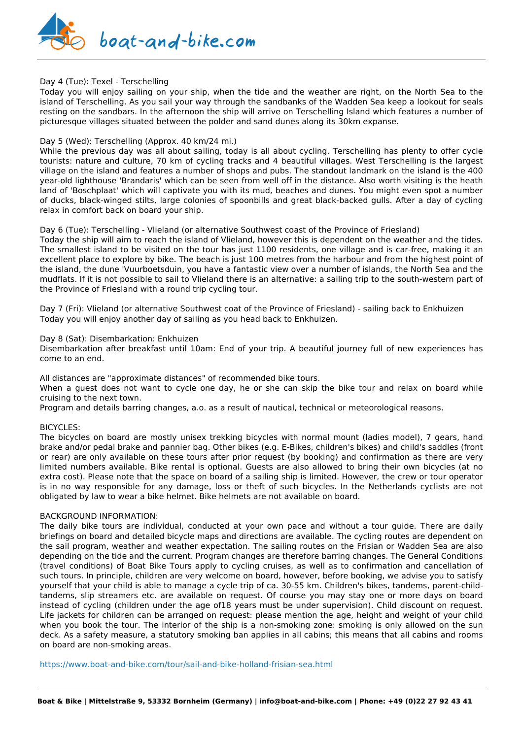Day 4 (Tue): Texel - Terschelling
Today you will enjoy sailing on your ship, when the tide and the weather are right, on the North Sea to the island of Terschelling. As you sail your way through the sandbanks of the Wadden Sea keep a lookout for seals resting on the sandbars. In the afternoon the ship will arrive on Terschelling Island which features a number of picturesque villages situated between the polder and sand dunes along its 30km expanse.

Day 5 (Wed): Terschelling (Approx. 40 km/24 mi.)
While the previous day was all about sailing, today is all about cycling. Terschelling has plenty to offer cycle tourists: nature and culture, 70 km of cycling tracks and 4 beautiful villages. West Terschelling is the largest village on the island and features a number of shops and pubs. The standout landmark on the island is the 400 year-old lighthouse 'Brandaris' which can be seen from well off in the distance. Also worth visiting is the heath land of 'Boschplaat' which will captivate you with its mud, beaches and dunes. You might even spot a number of ducks, black-winged stilts, large colonies of spoonbills and great black-backed gulls. After a day of cycling relax in comfort back on board your ship.

Day 6 (Tue): Terschelling - Vlieland (or alternative Southwest coast of the Province of Friesland)
Today the ship will aim to reach the island of Vlieland, however this is dependent on the weather and the tides. The smallest island to be visited on the tour has just 1100 residents, one village and is car-free, making it an excellent place to explore by bike. The beach is just 100 metres from the harbour and from the highest point of the island, the dune 'Vuurboetsduin, you have a fantastic view over a number of islands, the North Sea and the mudflats. If it is not possible to sail to Vlieland there is an alternative: a sailing trip to the south-western part of the Province of Friesland with a round trip cycling tour.

Day 7 (Fri): Vlieland (or alternative Southwest coat of the Province of Friesland) - sailing back to Enkhuizen
Today you will enjoy another day of sailing as you head back to Enkhuizen.

Day 8 (Sat): Disembarkation: Enkhuizen
Disembarkation after breakfast until 10am: End of your trip. A beautiful journey full of new experiences has come to an end.

All distances are "approximate distances" of recommended bike tours.
When a guest does not want to cycle one day, he or she can skip the bike tour and relax on board while cruising to the next town.
Program and details barring changes, a.o. as a result of nautical, technical or meteorological reasons.

BICYCLES:
The bicycles on board are mostly unisex trekking bicycles with normal mount (ladies model), 7 gears, hand brake and/or pedal brake and pannier bag. Other bikes (e.g. E-Bikes, children's bikes) and child's saddles (front or rear) are only available on these tours after prior request (by booking) and confirmation as there are very limited numbers available. Bike rental is optional. Guests are also allowed to bring their own bicycles (at no extra cost). Please note that the space on board of a sailing ship is limited. However, the crew or tour operator is in no way responsible for any damage, loss or theft of such bicycles. In the Netherlands cyclists are not obligated by law to wear a bike helmet. Bike helmets are not available on board.

BACKGROUND INFORMATION:
The daily bike tours are individual, conducted at your own pace and without a tour guide. There are daily briefings on board and detailed bicycle maps and directions are available. The cycling routes are dependent on the sail program, weather and weather expectation. The sailing routes on the Frisian or Wadden Sea are also depending on the tide and the current. Program changes are therefore barring changes. The General Conditions (travel conditions) of Boat Bike Tours apply to cycling cruises, as well as to confirmation and cancellation of such tours. In principle, children are very welcome on board, however, before booking, we advise you to satisfy yourself that your child is able to manage a cycle trip of ca. 30-55 km. Children's bikes, tandems, parent-child-tandems, slip streamers etc. are available on request. Of course you may stay one or more days on board instead of cycling (children under the age of18 years must be under supervision). Child discount on request. Life jackets for children can be arranged on request: please mention the age, height and weight of your child when you book the tour. The interior of the ship is a non-smoking zone: smoking is only allowed on the sun deck. As a safety measure, a statutory smoking ban applies in all cabins; this means that all cabins and rooms on board are non-smoking areas.

https://www.boat-and-bike.com/tour/sail-and-bike-holland-frisian-sea.html